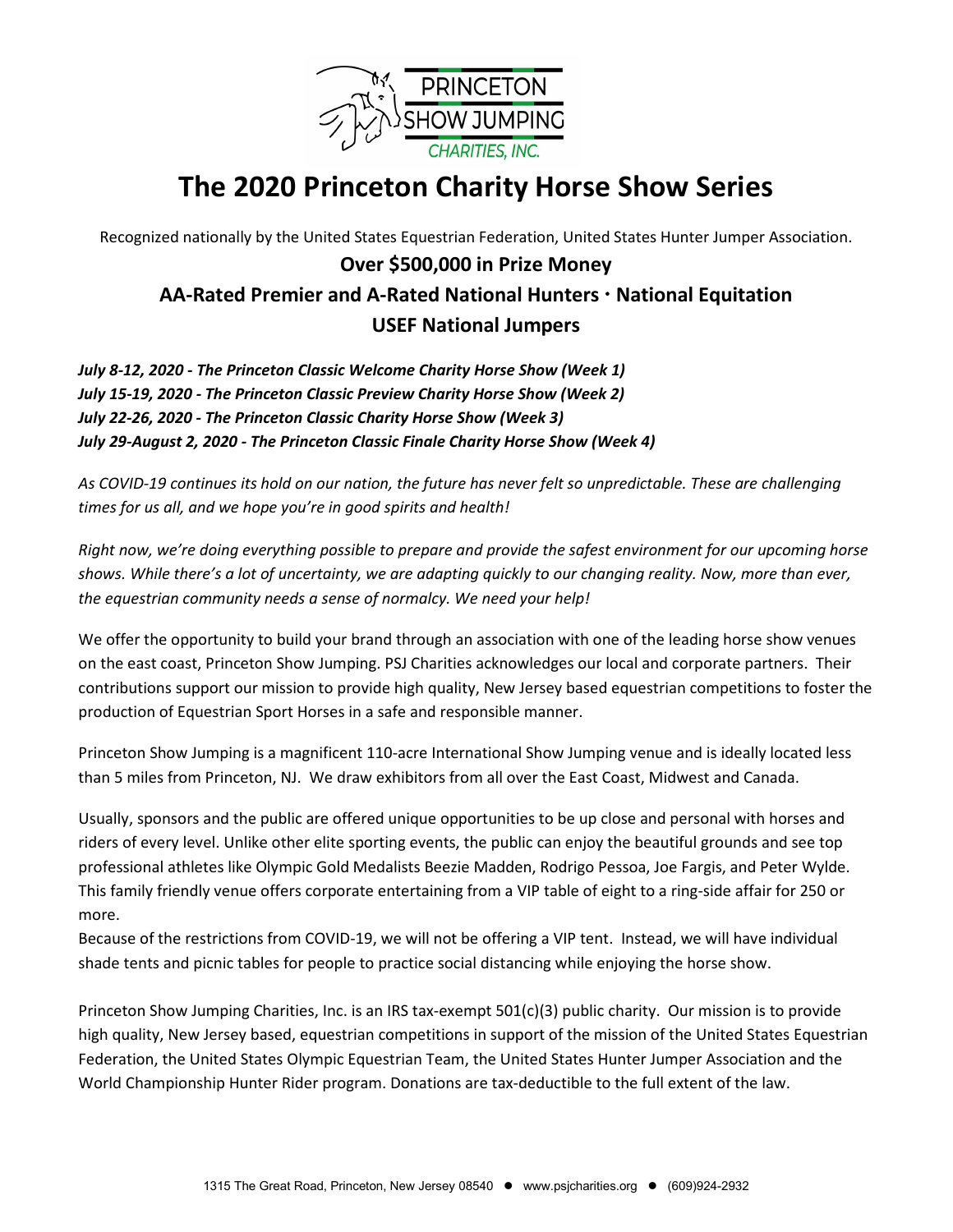PRINCETON SHOW JUMPING CHARITIES, INC.

# The 2020 Princeton Charity Horse Show Series

Recognized nationally by the United States Equestrian Federation, United States Hunter Jumper Association.

**Over $500,000 in Prize Money**

**AA-Rated Premier and A-Rated National Hunters · National Equitation**

**USEF National Jumpers**

***July 8-12, 2020 - The Princeton Classic Welcome Charity Horse Show (Week 1)***
***July 15-19, 2020 - The Princeton Classic Preview Charity Horse Show (Week 2)***
***July 22-26, 2020 - The Princeton Classic Charity Horse Show (Week 3)***
***July 29-August 2, 2020 - The Princeton Classic Finale Charity Horse Show (Week 4)***

*As COVID-19 continues its hold on our nation, the future has never felt so unpredictable. These are challenging times for us all, and we hope you're in good spirits and health!*

*Right now, we're doing everything possible to prepare and provide the safest environment for our upcoming horse shows. While there's a lot of uncertainty, we are adapting quickly to our changing reality. Now, more than ever, the equestrian community needs a sense of normalcy. We need your help!*

We offer the opportunity to build your brand through an association with one of the leading horse show venues on the east coast, Princeton Show Jumping. PSJ Charities acknowledges our local and corporate partners. Their contributions support our mission to provide high quality, New Jersey based equestrian competitions to foster the production of Equestrian Sport Horses in a safe and responsible manner.

Princeton Show Jumping is a magnificent 110-acre International Show Jumping venue and is ideally located less than 5 miles from Princeton, NJ. We draw exhibitors from all over the East Coast, Midwest and Canada.

Usually, sponsors and the public are offered unique opportunities to be up close and personal with horses and riders of every level. Unlike other elite sporting events, the public can enjoy the beautiful grounds and see top professional athletes like Olympic Gold Medalists Beezie Madden, Rodrigo Pessoa, Joe Fargis, and Peter Wylde. This family friendly venue offers corporate entertaining from a VIP table of eight to a ring-side affair for 250 or more.
Because of the restrictions from COVID-19, we will not be offering a VIP tent. Instead, we will have individual shade tents and picnic tables for people to practice social distancing while enjoying the horse show.

Princeton Show Jumping Charities, Inc. is an IRS tax-exempt 501(c)(3) public charity. Our mission is to provide high quality, New Jersey based, equestrian competitions in support of the mission of the United States Equestrian Federation, the United States Olympic Equestrian Team, the United States Hunter Jumper Association and the World Championship Hunter Rider program. Donations are tax-deductible to the full extent of the law.

1315 The Great Road, Princeton, New Jersey 08540 ● www.psjcharities.org ● (609)924-2932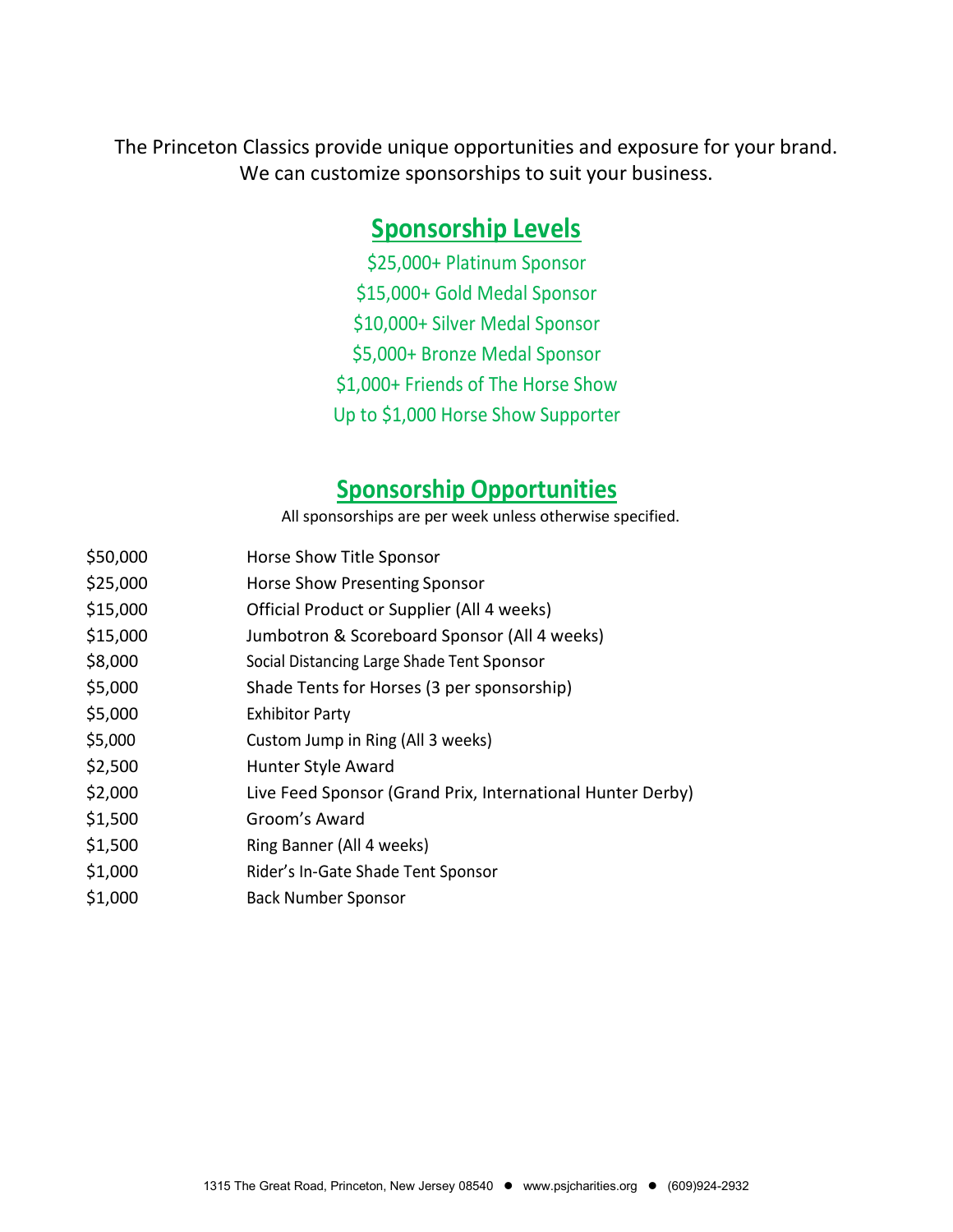The Princeton Classics provide unique opportunities and exposure for your brand.
We can customize sponsorships to suit your business.

## Sponsorship Levels

$25,000+ Platinum Sponsor

$15,000+ Gold Medal Sponsor

$10,000+ Silver Medal Sponsor

$5,000+ Bronze Medal Sponsor

$1,000+ Friends of The Horse Show

Up to $1,000 Horse Show Supporter

## Sponsorship Opportunities

All sponsorships are per week unless otherwise specified.

| | |
|---|---|
| $50,000 | Horse Show Title Sponsor |
| $25,000 | Horse Show Presenting Sponsor |
| $15,000 | Official Product or Supplier (All 4 weeks) |
| $15,000 | Jumbotron & Scoreboard Sponsor (All 4 weeks) |
| $8,000 | Social Distancing Large Shade Tent Sponsor |
| $5,000 | Shade Tents for Horses (3 per sponsorship) |
| $5,000 | Exhibitor Party |
| $5,000 | Custom Jump in Ring (All 3 weeks) |
| $2,500 | Hunter Style Award |
| $2,000 | Live Feed Sponsor (Grand Prix, International Hunter Derby) |
| $1,500 | Groom's Award |
| $1,500 | Ring Banner (All 4 weeks) |
| $1,000 | Rider's In-Gate Shade Tent Sponsor |
| $1,000 | Back Number Sponsor |

1315 The Great Road, Princeton, New Jersey 08540 ● www.psjcharities.org ● (609)924-2932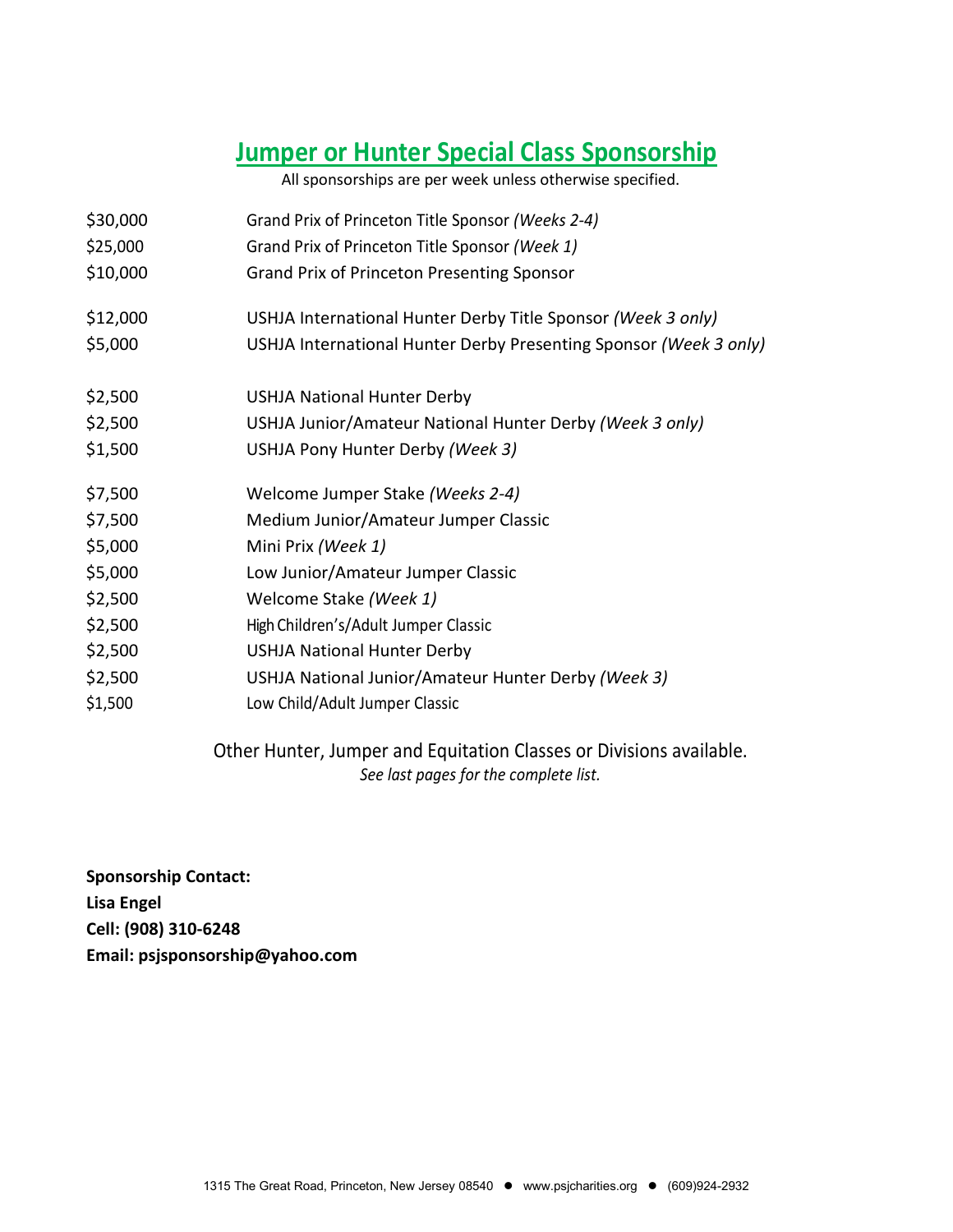# Jumper or Hunter Special Class Sponsorship

All sponsorships are per week unless otherwise specified.

| | |
|---|---|
| $30,000 | Grand Prix of Princeton Title Sponsor *(Weeks 2-4)* |
| $25,000 | Grand Prix of Princeton Title Sponsor *(Week 1)* |
| $10,000 | Grand Prix of Princeton Presenting Sponsor |
| $12,000 | USHJA International Hunter Derby Title Sponsor *(Week 3 only)* |
| $5,000 | USHJA International Hunter Derby Presenting Sponsor *(Week 3 only)* |
| $2,500 | USHJA National Hunter Derby |
| $2,500 | USHJA Junior/Amateur National Hunter Derby *(Week 3 only)* |
| $1,500 | USHJA Pony Hunter Derby *(Week 3)* |
| $7,500 | Welcome Jumper Stake *(Weeks 2-4)* |
| $7,500 | Medium Junior/Amateur Jumper Classic |
| $5,000 | Mini Prix *(Week 1)* |
| $5,000 | Low Junior/Amateur Jumper Classic |
| $2,500 | Welcome Stake *(Week 1)* |
| $2,500 | High Children's/Adult Jumper Classic |
| $2,500 | USHJA National Hunter Derby |
| $2,500 | USHJA National Junior/Amateur Hunter Derby *(Week 3)* |
| $1,500 | Low Child/Adult Jumper Classic |

Other Hunter, Jumper and Equitation Classes or Divisions available.

*See last pages for the complete list.*

**Sponsorship Contact:**
**Lisa Engel**
**Cell: (908) 310-6248**
**Email: psjsponsorship@yahoo.com**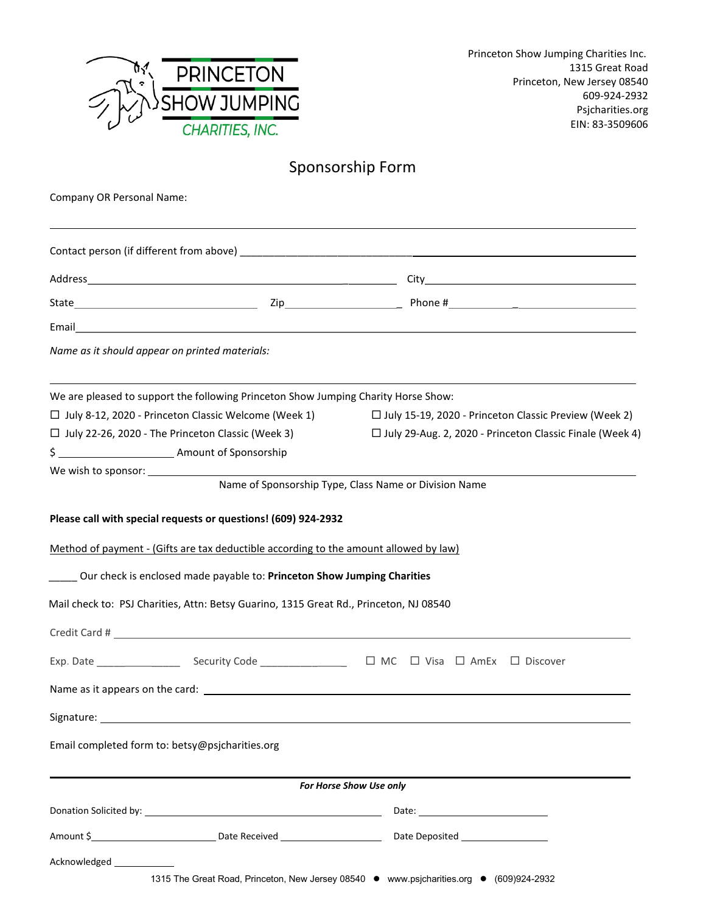PRINCETON SHOW JUMPING CHARITIES, INC.

Princeton Show Jumping Charities Inc.
1315 Great Road
Princeton, New Jersey 08540
609-924-2932
Psjcharities.org
EIN: 83-3509606

# Sponsorship Form

Company OR Personal Name:

_______________________________________________

Contact person (if different from above) _______________________________

Address_______________________________ City_______________________

State____________________ Zip____________________ Phone #____________________

Email_______________________________________________

*Name as it should appear on printed materials:*

_______________________________________________

We are pleased to support the following Princeton Show Jumping Charity Horse Show:

☐ July 8-12, 2020 - Princeton Classic Welcome (Week 1)

☐ July 15-19, 2020 - Princeton Classic Preview (Week 2)

☐ July 22-26, 2020 - The Princeton Classic (Week 3)

☐ July 29-Aug. 2, 2020 - Princeton Classic Finale (Week 4)

$ ____________________ Amount of Sponsorship

We wish to sponsor: _______________________________________________

Name of Sponsorship Type, Class Name or Division Name

**Please call with special requests or questions! (609) 924-2932**

Method of payment - (Gifts are tax deductible according to the amount allowed by law)

_____ Our check is enclosed made payable to: **Princeton Show Jumping Charities**

Mail check to: PSJ Charities, Attn: Betsy Guarino, 1315 Great Rd., Princeton, NJ 08540

Credit Card # _______________________________________________

Exp. Date ______________ Security Code ______________ ☐ MC ☐ Visa ☐ AmEx ☐ Discover

Name as it appears on the card: _______________________________________________

Signature: _______________________________________________

Email completed form to: betsy@psjcharities.org

***For Horse Show Use only***

Donation Solicited by: _______________________________ Date: ____________________

Amount $____________________ Date Received ____________________ Date Deposited ____________________

Acknowledged __________

1315 The Great Road, Princeton, New Jersey 08540 ● www.psjcharities.org ● (609)924-2932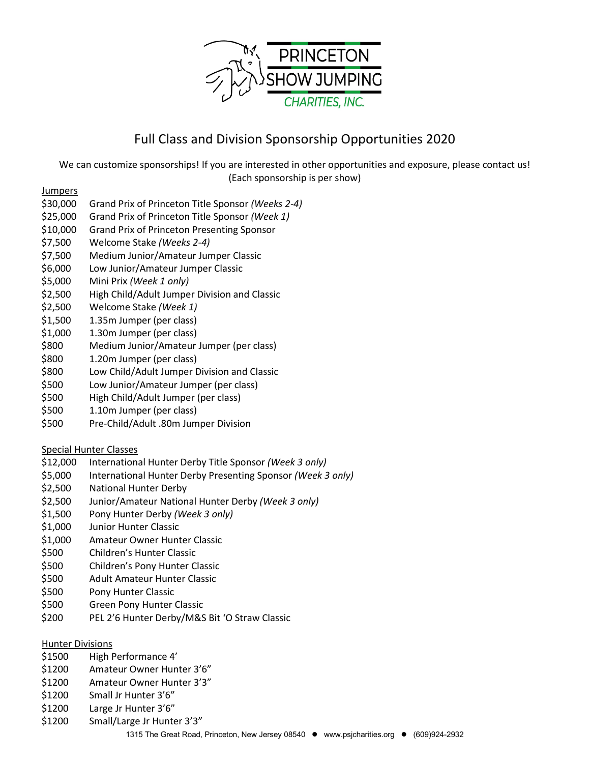PRINCETON SHOW JUMPING CHARITIES, INC.

# Full Class and Division Sponsorship Opportunities 2020

We can customize sponsorships! If you are interested in other opportunities and exposure, please contact us!
(Each sponsorship is per show)

Jumpers

- $30,000 Grand Prix of Princeton Title Sponsor *(Weeks 2-4)*
- $25,000 Grand Prix of Princeton Title Sponsor *(Week 1)*
- $10,000 Grand Prix of Princeton Presenting Sponsor
- $7,500 Welcome Stake *(Weeks 2-4)*
- $7,500 Medium Junior/Amateur Jumper Classic
- $6,000 Low Junior/Amateur Jumper Classic
- $5,000 Mini Prix *(Week 1 only)*
- $2,500 High Child/Adult Jumper Division and Classic
- $2,500 Welcome Stake *(Week 1)*
- $1,500 1.35m Jumper (per class)
- $1,000 1.30m Jumper (per class)
- $800 Medium Junior/Amateur Jumper (per class)
- $800 1.20m Jumper (per class)
- $800 Low Child/Adult Jumper Division and Classic
- $500 Low Junior/Amateur Jumper (per class)
- $500 High Child/Adult Jumper (per class)
- $500 1.10m Jumper (per class)
- $500 Pre-Child/Adult .80m Jumper Division

Special Hunter Classes

- $12,000 International Hunter Derby Title Sponsor *(Week 3 only)*
- $5,000 International Hunter Derby Presenting Sponsor *(Week 3 only)*
- $2,500 National Hunter Derby
- $2,500 Junior/Amateur National Hunter Derby *(Week 3 only)*
- $1,500 Pony Hunter Derby *(Week 3 only)*
- $1,000 Junior Hunter Classic
- $1,000 Amateur Owner Hunter Classic
- $500 Children's Hunter Classic
- $500 Children's Pony Hunter Classic
- $500 Adult Amateur Hunter Classic
- $500 Pony Hunter Classic
- $500 Green Pony Hunter Classic
- $200 PEL 2'6 Hunter Derby/M&S Bit 'O Straw Classic

Hunter Divisions

- $1500 High Performance 4'
- $1200 Amateur Owner Hunter 3'6"
- $1200 Amateur Owner Hunter 3'3"
- $1200 Small Jr Hunter 3'6"
- $1200 Large Jr Hunter 3'6"
- $1200 Small/Large Jr Hunter 3'3"

1315 The Great Road, Princeton, New Jersey 08540 ● www.psjcharities.org ● (609)924-2932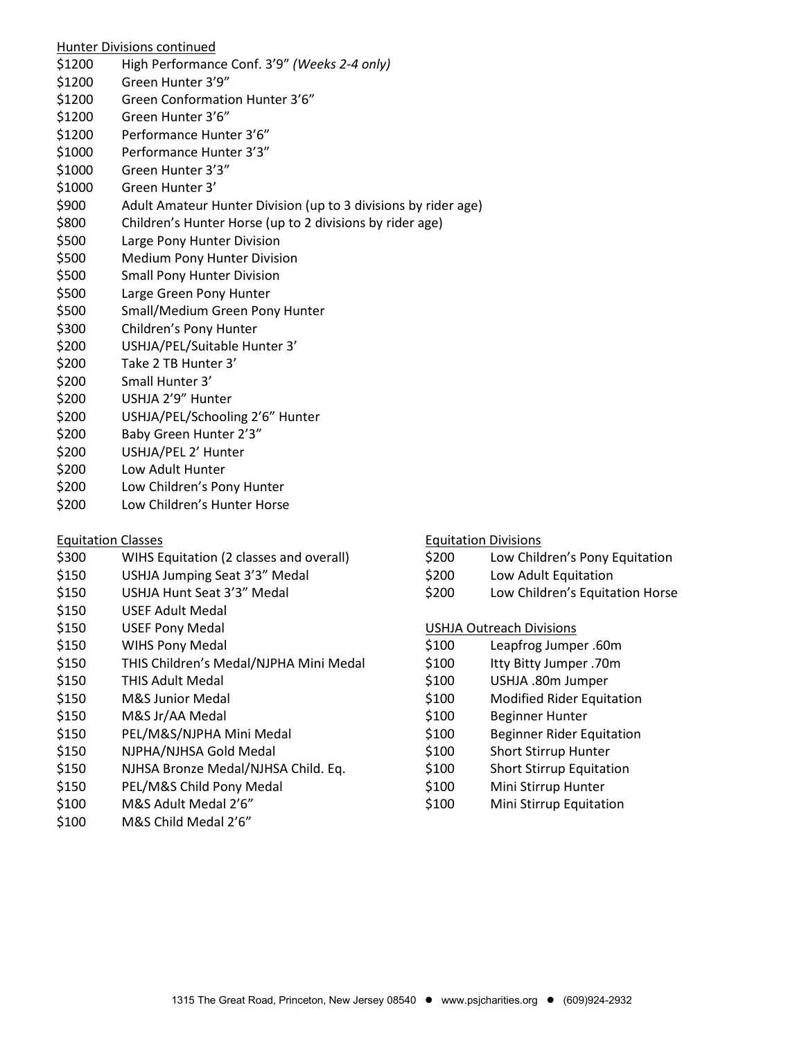Hunter Divisions continued

| | |
|---|---|
| $1200 | High Performance Conf. 3'9" *(Weeks 2-4 only)* |
| $1200 | Green Hunter 3'9" |
| $1200 | Green Conformation Hunter 3'6" |
| $1200 | Green Hunter 3'6" |
| $1200 | Performance Hunter 3'6" |
| $1000 | Performance Hunter 3'3" |
| $1000 | Green Hunter 3'3" |
| $1000 | Green Hunter 3' |
| $900 | Adult Amateur Hunter Division (up to 3 divisions by rider age) |
| $800 | Children's Hunter Horse (up to 2 divisions by rider age) |
| $500 | Large Pony Hunter Division |
| $500 | Medium Pony Hunter Division |
| $500 | Small Pony Hunter Division |
| $500 | Large Green Pony Hunter |
| $500 | Small/Medium Green Pony Hunter |
| $300 | Children's Pony Hunter |
| $200 | USHJA/PEL/Suitable Hunter 3' |
| $200 | Take 2 TB Hunter 3' |
| $200 | Small Hunter 3' |
| $200 | USHJA 2'9" Hunter |
| $200 | USHJA/PEL/Schooling 2'6" Hunter |
| $200 | Baby Green Hunter 2'3" |
| $200 | USHJA/PEL 2' Hunter |
| $200 | Low Adult Hunter |
| $200 | Low Children's Pony Hunter |
| $200 | Low Children's Hunter Horse |

Equitation Classes

| | |
|---|---|
| $300 | WIHS Equitation (2 classes and overall) |
| $150 | USHJA Jumping Seat 3'3" Medal |
| $150 | USHJA Hunt Seat 3'3" Medal |
| $150 | USEF Adult Medal |
| $150 | USEF Pony Medal |
| $150 | WIHS Pony Medal |
| $150 | THIS Children's Medal/NJPHA Mini Medal |
| $150 | THIS Adult Medal |
| $150 | M&S Junior Medal |
| $150 | M&S Jr/AA Medal |
| $150 | PEL/M&S/NJPHA Mini Medal |
| $150 | NJPHA/NJHSA Gold Medal |
| $150 | NJHSA Bronze Medal/NJHSA Child. Eq. |
| $150 | PEL/M&S Child Pony Medal |
| $100 | M&S Adult Medal 2'6" |
| $100 | M&S Child Medal 2'6" |

Equitation Divisions

| | |
|---|---|
| $200 | Low Children's Pony Equitation |
| $200 | Low Adult Equitation |
| $200 | Low Children's Equitation Horse |

USHJA Outreach Divisions

| | |
|---|---|
| $100 | Leapfrog Jumper .60m |
| $100 | Itty Bitty Jumper .70m |
| $100 | USHJA .80m Jumper |
| $100 | Modified Rider Equitation |
| $100 | Beginner Hunter |
| $100 | Beginner Rider Equitation |
| $100 | Short Stirrup Hunter |
| $100 | Short Stirrup Equitation |
| $100 | Mini Stirrup Hunter |
| $100 | Mini Stirrup Equitation |

1315 The Great Road, Princeton, New Jersey 08540 ● www.psjcharities.org ● (609)924-2932